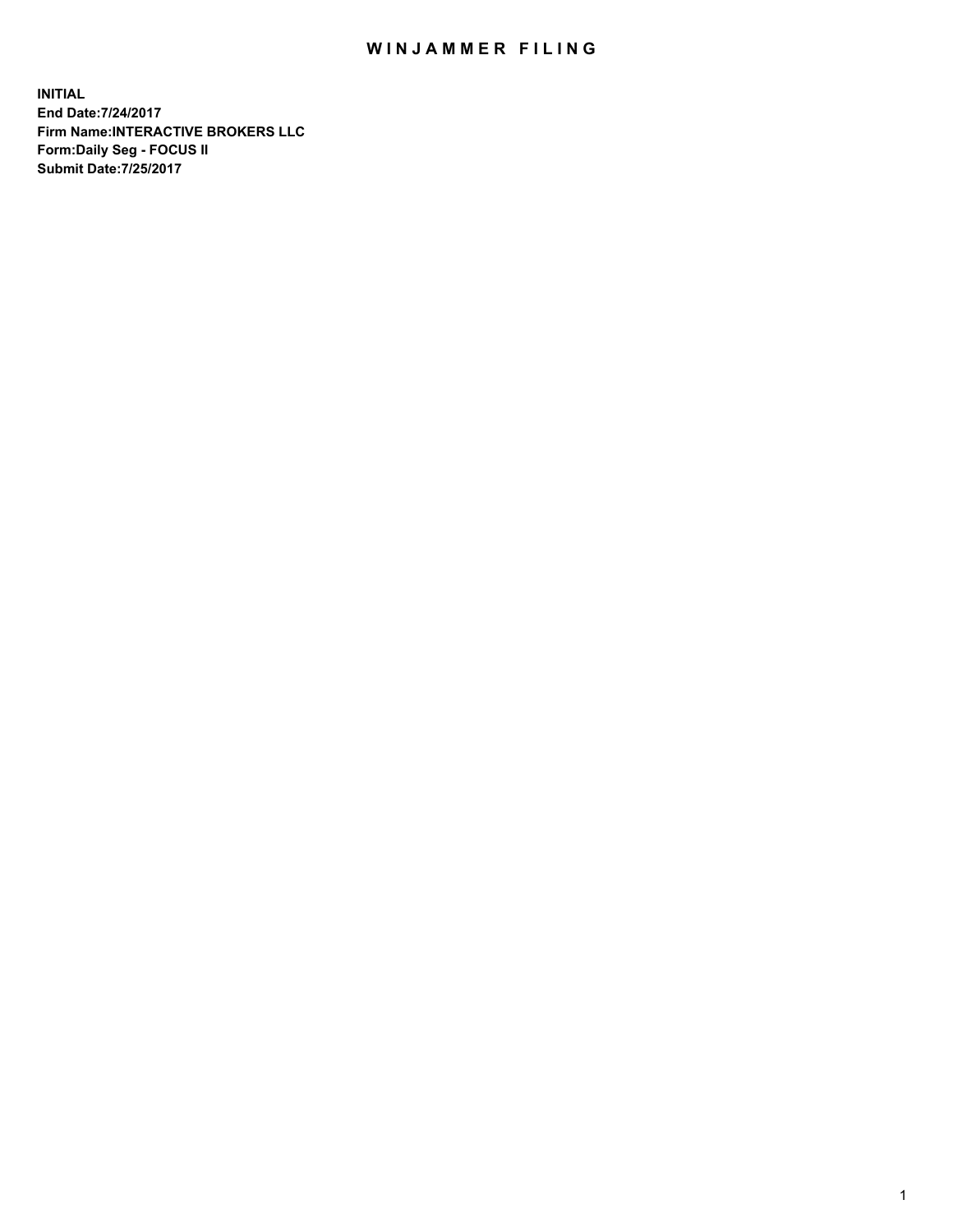# WINJAMMER FILING

**INITIAL**
**End Date:7/24/2017**
**Firm Name:INTERACTIVE BROKERS LLC**
**Form:Daily Seg - FOCUS II**
**Submit Date:7/25/2017**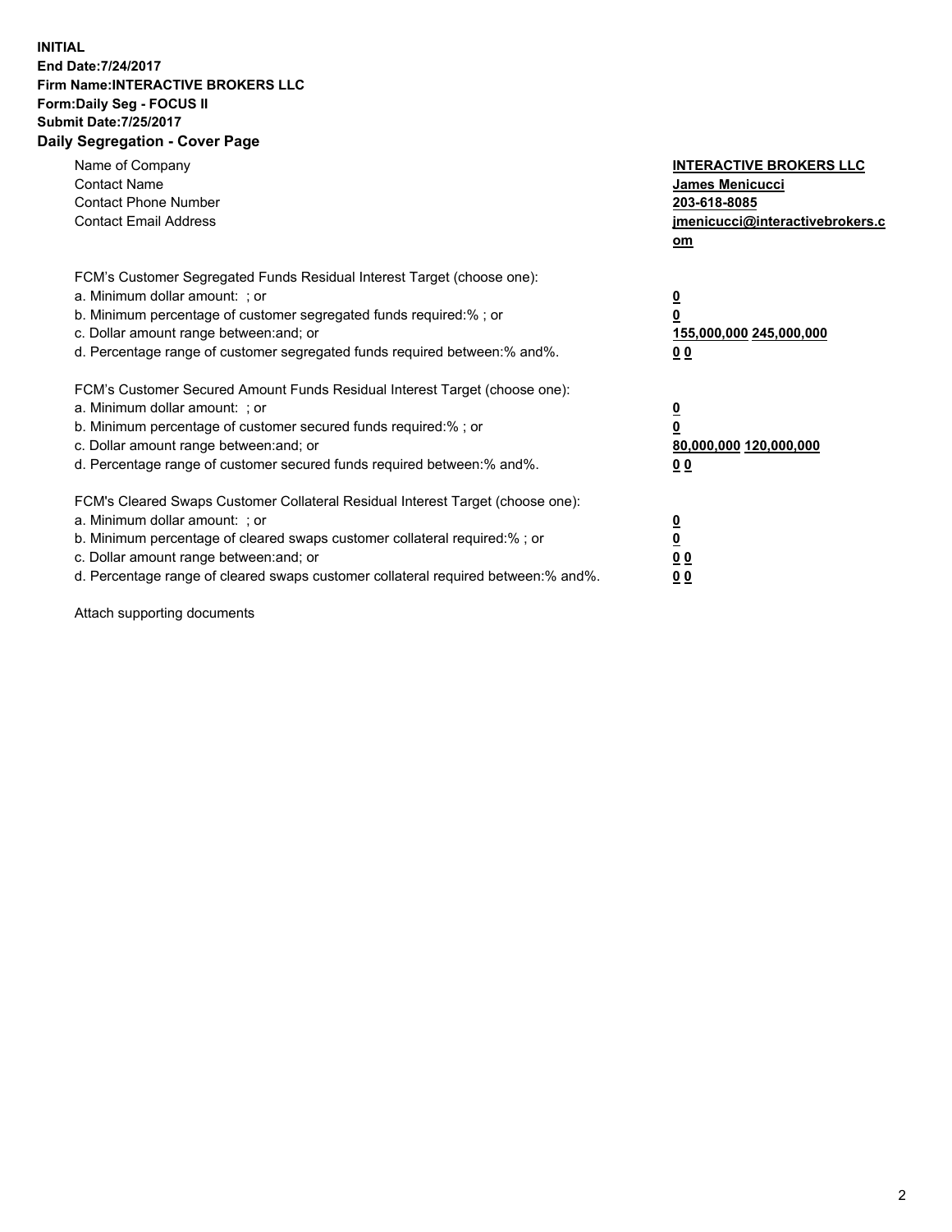**INITIAL**
**End Date:7/24/2017**
**Firm Name:INTERACTIVE BROKERS LLC**
**Form:Daily Seg - FOCUS II**
**Submit Date:7/25/2017**
**Daily Segregation - Cover Page**

| | |
|---|---|
| Name of Company | **INTERACTIVE BROKERS LLC** |
| Contact Name | **James Menicucci** |
| Contact Phone Number | **203-618-8085** |
| Contact Email Address | **jmenicucci@interactivebrokers.com** |

FCM's Customer Segregated Funds Residual Interest Target (choose one):

| | |
|---|---|
| a. Minimum dollar amount: ; or | **0** |
| b. Minimum percentage of customer segregated funds required:% ; or | **0** |
| c. Dollar amount range between:and; or | **155,000,000 245,000,000** |
| d. Percentage range of customer segregated funds required between:% and%. | **0 0** |

FCM's Customer Secured Amount Funds Residual Interest Target (choose one):

| | |
|---|---|
| a. Minimum dollar amount: ; or | **0** |
| b. Minimum percentage of customer secured funds required:% ; or | **0** |
| c. Dollar amount range between:and; or | **80,000,000 120,000,000** |
| d. Percentage range of customer secured funds required between:% and%. | **0 0** |

FCM's Cleared Swaps Customer Collateral Residual Interest Target (choose one):

| | |
|---|---|
| a. Minimum dollar amount: ; or | **0** |
| b. Minimum percentage of cleared swaps customer collateral required:% ; or | **0** |
| c. Dollar amount range between:and; or | **0 0** |
| d. Percentage range of cleared swaps customer collateral required between:% and%. | **0 0** |

Attach supporting documents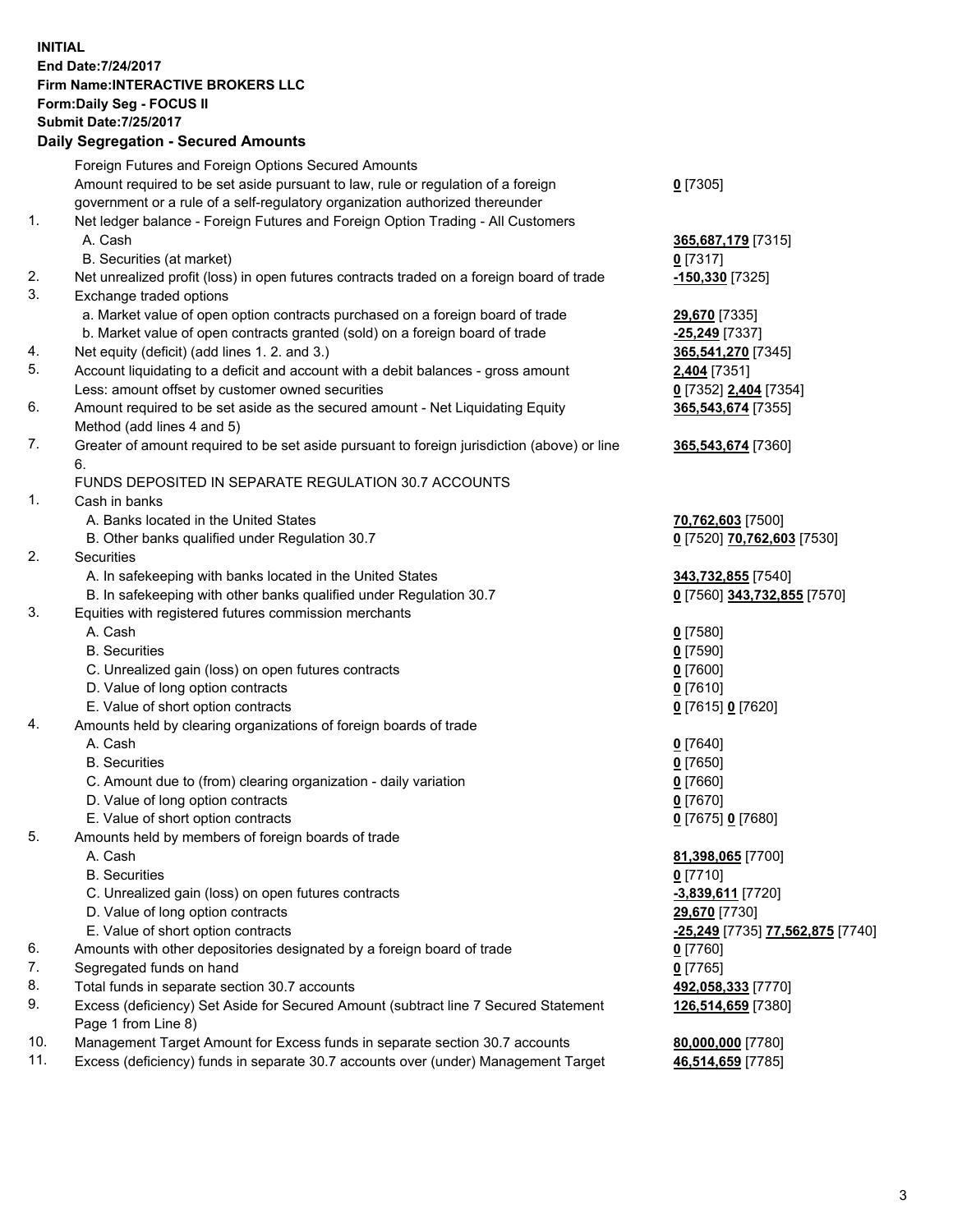**INITIAL**
**End Date:7/24/2017**
**Firm Name:INTERACTIVE BROKERS LLC**
**Form:Daily Seg - FOCUS II**
**Submit Date:7/25/2017**

**Daily Segregation - Secured Amounts**

| | | |
|---|---|---|
| | Foreign Futures and Foreign Options Secured Amounts | |
| | Amount required to be set aside pursuant to law, rule or regulation of a foreign government or a rule of a self-regulatory organization authorized thereunder | **0** [7305] |
| 1. | Net ledger balance - Foreign Futures and Foreign Option Trading - All Customers | |
| | A. Cash | **365,687,179** [7315] |
| | B. Securities (at market) | **0** [7317] |
| 2. | Net unrealized profit (loss) in open futures contracts traded on a foreign board of trade | **-150,330** [7325] |
| 3. | Exchange traded options | |
| | a. Market value of open option contracts purchased on a foreign board of trade | **29,670** [7335] |
| | b. Market value of open contracts granted (sold) on a foreign board of trade | **-25,249** [7337] |
| 4. | Net equity (deficit) (add lines 1. 2. and 3.) | **365,541,270** [7345] |
| 5. | Account liquidating to a deficit and account with a debit balances - gross amount | **2,404** [7351] |
| | Less: amount offset by customer owned securities | **0** [7352] **2,404** [7354] |
| 6. | Amount required to be set aside as the secured amount - Net Liquidating Equity Method (add lines 4 and 5) | **365,543,674** [7355] |
| 7. | Greater of amount required to be set aside pursuant to foreign jurisdiction (above) or line 6. | **365,543,674** [7360] |
| | FUNDS DEPOSITED IN SEPARATE REGULATION 30.7 ACCOUNTS | |
| 1. | Cash in banks | |
| | A. Banks located in the United States | **70,762,603** [7500] |
| | B. Other banks qualified under Regulation 30.7 | **0** [7520] **70,762,603** [7530] |
| 2. | Securities | |
| | A. In safekeeping with banks located in the United States | **343,732,855** [7540] |
| | B. In safekeeping with other banks qualified under Regulation 30.7 | **0** [7560] **343,732,855** [7570] |
| 3. | Equities with registered futures commission merchants | |
| | A. Cash | **0** [7580] |
| | B. Securities | **0** [7590] |
| | C. Unrealized gain (loss) on open futures contracts | **0** [7600] |
| | D. Value of long option contracts | **0** [7610] |
| | E. Value of short option contracts | **0** [7615] **0** [7620] |
| 4. | Amounts held by clearing organizations of foreign boards of trade | |
| | A. Cash | **0** [7640] |
| | B. Securities | **0** [7650] |
| | C. Amount due to (from) clearing organization - daily variation | **0** [7660] |
| | D. Value of long option contracts | **0** [7670] |
| | E. Value of short option contracts | **0** [7675] **0** [7680] |
| 5. | Amounts held by members of foreign boards of trade | |
| | A. Cash | **81,398,065** [7700] |
| | B. Securities | **0** [7710] |
| | C. Unrealized gain (loss) on open futures contracts | **-3,839,611** [7720] |
| | D. Value of long option contracts | **29,670** [7730] |
| | E. Value of short option contracts | **-25,249** [7735] **77,562,875** [7740] |
| 6. | Amounts with other depositories designated by a foreign board of trade | **0** [7760] |
| 7. | Segregated funds on hand | **0** [7765] |
| 8. | Total funds in separate section 30.7 accounts | **492,058,333** [7770] |
| 9. | Excess (deficiency) Set Aside for Secured Amount (subtract line 7 Secured Statement Page 1 from Line 8) | **126,514,659** [7380] |
| 10. | Management Target Amount for Excess funds in separate section 30.7 accounts | **80,000,000** [7780] |
| 11. | Excess (deficiency) funds in separate 30.7 accounts over (under) Management Target | **46,514,659** [7785] |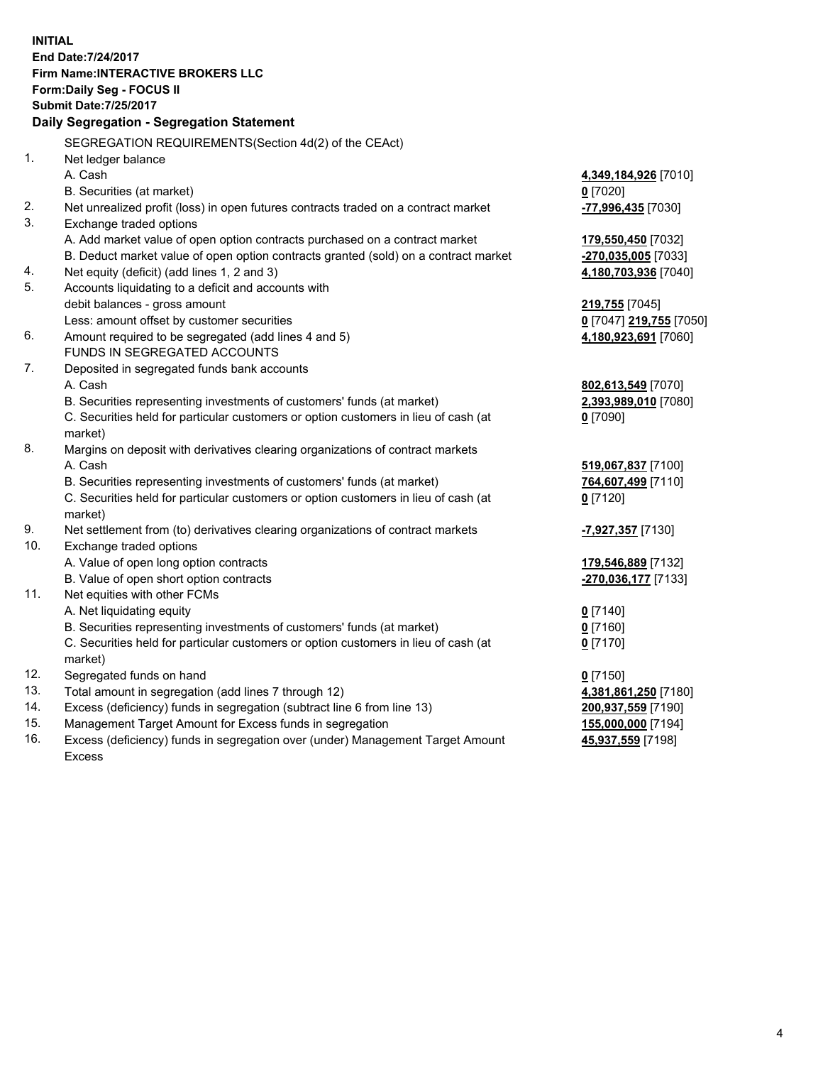**INITIAL**
**End Date:7/24/2017**
**Firm Name:INTERACTIVE BROKERS LLC**
**Form:Daily Seg - FOCUS II**
**Submit Date:7/25/2017**

**Daily Segregation - Segregation Statement**

| | SEGREGATION REQUIREMENTS(Section 4d(2) of the CEAct) | |
|---|---|---|
| 1. | Net ledger balance | |
| | A. Cash | **4,349,184,926** [7010] |
| | B. Securities (at market) | **0** [7020] |
| 2. | Net unrealized profit (loss) in open futures contracts traded on a contract market | **-77,996,435** [7030] |
| 3. | Exchange traded options | |
| | A. Add market value of open option contracts purchased on a contract market | **179,550,450** [7032] |
| | B. Deduct market value of open option contracts granted (sold) on a contract market | **-270,035,005** [7033] |
| 4. | Net equity (deficit) (add lines 1, 2 and 3) | **4,180,703,936** [7040] |
| 5. | Accounts liquidating to a deficit and accounts with | |
| | debit balances - gross amount | **219,755** [7045] |
| | Less: amount offset by customer securities | **0** [7047] **219,755** [7050] |
| 6. | Amount required to be segregated (add lines 4 and 5) | **4,180,923,691** [7060] |
| | FUNDS IN SEGREGATED ACCOUNTS | |
| 7. | Deposited in segregated funds bank accounts | |
| | A. Cash | **802,613,549** [7070] |
| | B. Securities representing investments of customers' funds (at market) | **2,393,989,010** [7080] |
| | C. Securities held for particular customers or option customers in lieu of cash (at market) | **0** [7090] |
| 8. | Margins on deposit with derivatives clearing organizations of contract markets | |
| | A. Cash | **519,067,837** [7100] |
| | B. Securities representing investments of customers' funds (at market) | **764,607,499** [7110] |
| | C. Securities held for particular customers or option customers in lieu of cash (at market) | **0** [7120] |
| 9. | Net settlement from (to) derivatives clearing organizations of contract markets | **-7,927,357** [7130] |
| 10. | Exchange traded options | |
| | A. Value of open long option contracts | **179,546,889** [7132] |
| | B. Value of open short option contracts | **-270,036,177** [7133] |
| 11. | Net equities with other FCMs | |
| | A. Net liquidating equity | **0** [7140] |
| | B. Securities representing investments of customers' funds (at market) | **0** [7160] |
| | C. Securities held for particular customers or option customers in lieu of cash (at market) | **0** [7170] |
| 12. | Segregated funds on hand | **0** [7150] |
| 13. | Total amount in segregation (add lines 7 through 12) | **4,381,861,250** [7180] |
| 14. | Excess (deficiency) funds in segregation (subtract line 6 from line 13) | **200,937,559** [7190] |
| 15. | Management Target Amount for Excess funds in segregation | **155,000,000** [7194] |
| 16. | Excess (deficiency) funds in segregation over (under) Management Target Amount Excess | **45,937,559** [7198] |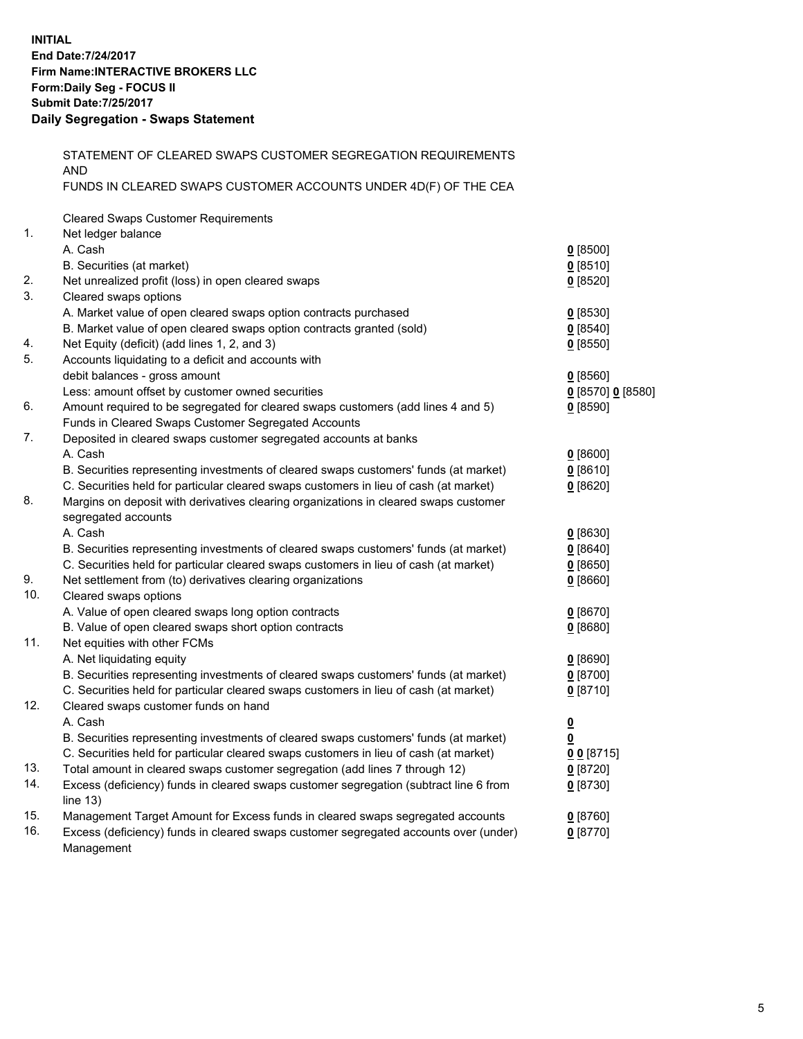**INITIAL**
**End Date:7/24/2017**
**Firm Name:INTERACTIVE BROKERS LLC**
**Form:Daily Seg - FOCUS II**
**Submit Date:7/25/2017**
**Daily Segregation - Swaps Statement**

STATEMENT OF CLEARED SWAPS CUSTOMER SEGREGATION REQUIREMENTS AND FUNDS IN CLEARED SWAPS CUSTOMER ACCOUNTS UNDER 4D(F) OF THE CEA

| | | |
|---|---|---|
| | Cleared Swaps Customer Requirements | |
| 1. | Net ledger balance | |
| | A. Cash | 0 [8500] |
| | B. Securities (at market) | 0 [8510] |
| 2. | Net unrealized profit (loss) in open cleared swaps | 0 [8520] |
| 3. | Cleared swaps options | |
| | A. Market value of open cleared swaps option contracts purchased | 0 [8530] |
| | B. Market value of open cleared swaps option contracts granted (sold) | 0 [8540] |
| 4. | Net Equity (deficit) (add lines 1, 2, and 3) | 0 [8550] |
| 5. | Accounts liquidating to a deficit and accounts with debit balances - gross amount | 0 [8560] |
| | Less: amount offset by customer owned securities | 0 [8570] 0 [8580] |
| 6. | Amount required to be segregated for cleared swaps customers (add lines 4 and 5) | 0 [8590] |
| | Funds in Cleared Swaps Customer Segregated Accounts | |
| 7. | Deposited in cleared swaps customer segregated accounts at banks | |
| | A. Cash | 0 [8600] |
| | B. Securities representing investments of cleared swaps customers' funds (at market) | 0 [8610] |
| | C. Securities held for particular cleared swaps customers in lieu of cash (at market) | 0 [8620] |
| 8. | Margins on deposit with derivatives clearing organizations in cleared swaps customer segregated accounts | |
| | A. Cash | 0 [8630] |
| | B. Securities representing investments of cleared swaps customers' funds (at market) | 0 [8640] |
| | C. Securities held for particular cleared swaps customers in lieu of cash (at market) | 0 [8650] |
| 9. | Net settlement from (to) derivatives clearing organizations | 0 [8660] |
| 10. | Cleared swaps options | |
| | A. Value of open cleared swaps long option contracts | 0 [8670] |
| | B. Value of open cleared swaps short option contracts | 0 [8680] |
| 11. | Net equities with other FCMs | |
| | A. Net liquidating equity | 0 [8690] |
| | B. Securities representing investments of cleared swaps customers' funds (at market) | 0 [8700] |
| | C. Securities held for particular cleared swaps customers in lieu of cash (at market) | 0 [8710] |
| 12. | Cleared swaps customer funds on hand | |
| | A. Cash | 0 |
| | B. Securities representing investments of cleared swaps customers' funds (at market) | 0 |
| | C. Securities held for particular cleared swaps customers in lieu of cash (at market) | 0 0 [8715] |
| 13. | Total amount in cleared swaps customer segregation (add lines 7 through 12) | 0 [8720] |
| 14. | Excess (deficiency) funds in cleared swaps customer segregation (subtract line 6 from line 13) | 0 [8730] |
| 15. | Management Target Amount for Excess funds in cleared swaps segregated accounts | 0 [8760] |
| 16. | Excess (deficiency) funds in cleared swaps customer segregated accounts over (under) Management | 0 [8770] |